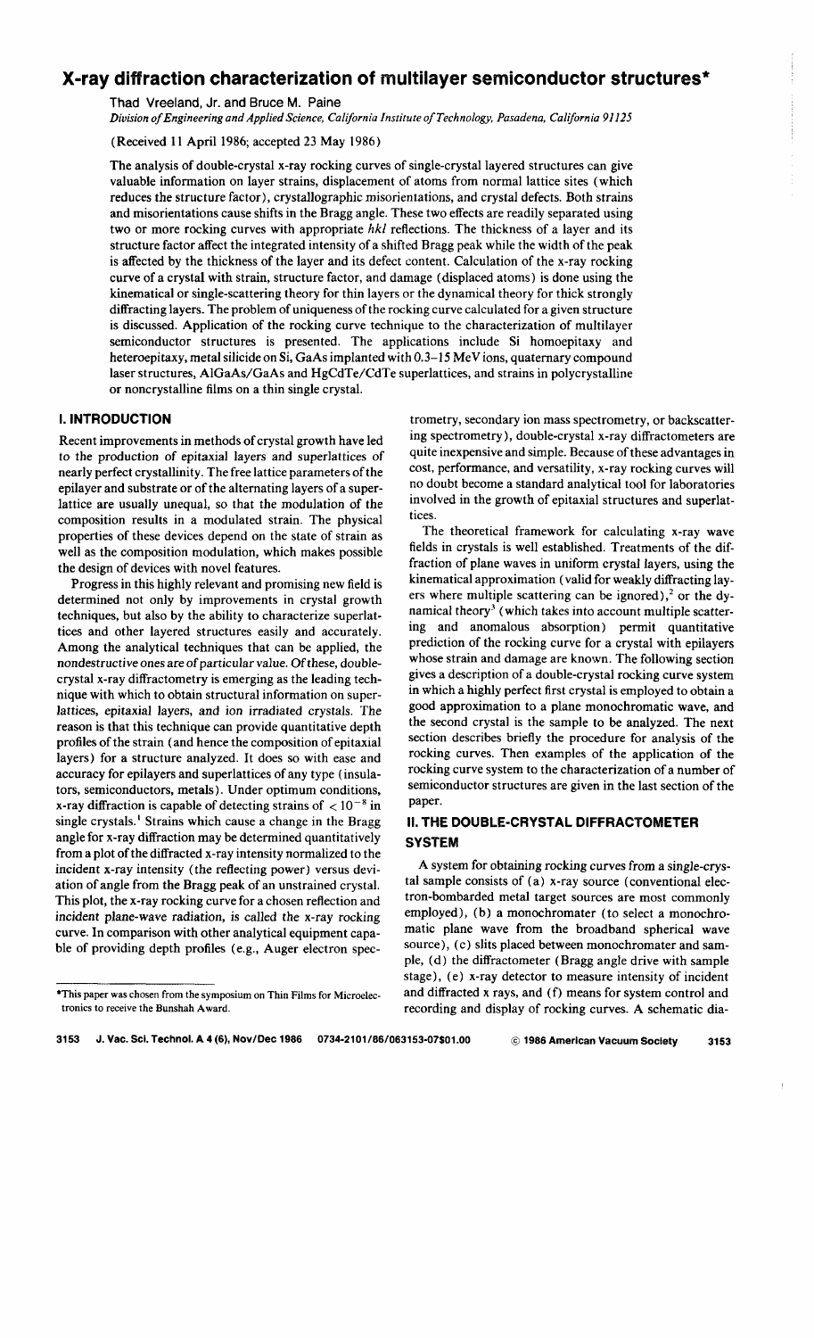# X-ray diffraction characterization of multilayer semiconductor structures*

Thad Vreeland, Jr. and Bruce M. Paine

*Division of Engineering and Applied Science, California Institute of Technology, Pasadena, California 91125*

(Received 11 April 1986; accepted 23 May 1986)

The analysis of double-crystal x-ray rocking curves of single-crystal layered structures can give valuable information on layer strains, displacement of atoms from normal lattice sites (which reduces the structure factor), crystallographic misorientations, and crystal defects. Both strains and misorientations cause shifts in the Bragg angle. These two effects are readily separated using two or more rocking curves with appropriate *hkl* reflections. The thickness of a layer and its structure factor affect the integrated intensity of a shifted Bragg peak while the width of the peak is affected by the thickness of the layer and its defect content. Calculation of the x-ray rocking curve of a crystal with strain, structure factor, and damage (displaced atoms) is done using the kinematical or single-scattering theory for thin layers or the dynamical theory for thick strongly diffracting layers. The problem of uniqueness of the rocking curve calculated for a given structure is discussed. Application of the rocking curve technique to the characterization of multilayer semiconductor structures is presented. The applications include Si homoepitaxy and heteroepitaxy, metal silicide on Si, GaAs implanted with 0.3–15 MeV ions, quaternary compound laser structures, AlGaAs/GaAs and HgCdTe/CdTe superlattices, and strains in polycrystalline or noncrystalline films on a thin single crystal.

## I. INTRODUCTION

Recent improvements in methods of crystal growth have led to the production of epitaxial layers and superlattices of nearly perfect crystallinity. The free lattice parameters of the epilayer and substrate or of the alternating layers of a superlattice are usually unequal, so that the modulation of the composition results in a modulated strain. The physical properties of these devices depend on the state of strain as well as the composition modulation, which makes possible the design of devices with novel features.

Progress in this highly relevant and promising new field is determined not only by improvements in crystal growth techniques, but also by the ability to characterize superlattices and other layered structures easily and accurately. Among the analytical techniques that can be applied, the nondestructive ones are of particular value. Of these, double-crystal x-ray diffractometry is emerging as the leading technique with which to obtain structural information on superlattices, epitaxial layers, and ion irradiated crystals. The reason is that this technique can provide quantitative depth profiles of the strain (and hence the composition of epitaxial layers) for a structure analyzed. It does so with ease and accuracy for epilayers and superlattices of any type (insulators, semiconductors, metals). Under optimum conditions, x-ray diffraction is capable of detecting strains of $< 10^{-8}$ in single crystals.[1] Strains which cause a change in the Bragg angle for x-ray diffraction may be determined quantitatively from a plot of the diffracted x-ray intensity normalized to the incident x-ray intensity (the reflecting power) versus deviation of angle from the Bragg peak of an unstrained crystal. This plot, the x-ray rocking curve for a chosen reflection and incident plane-wave radiation, is called the x-ray rocking curve. In comparison with other analytical equipment capable of providing depth profiles (e.g., Auger electron spectrometry, secondary ion mass spectrometry, or backscattering spectrometry), double-crystal x-ray diffractometers are quite inexpensive and simple. Because of these advantages in cost, performance, and versatility, x-ray rocking curves will no doubt become a standard analytical tool for laboratories involved in the growth of epitaxial structures and superlattices.

The theoretical framework for calculating x-ray wave fields in crystals is well established. Treatments of the diffraction of plane waves in uniform crystal layers, using the kinematical approximation (valid for weakly diffracting layers where multiple scattering can be ignored),[2] or the dynamical theory[3] (which takes into account multiple scattering and anomalous absorption) permit quantitative prediction of the rocking curve for a crystal with epilayers whose strain and damage are known. The following section gives a description of a double-crystal rocking curve system in which a highly perfect first crystal is employed to obtain a good approximation to a plane monochromatic wave, and the second crystal is the sample to be analyzed. The next section describes briefly the procedure for analysis of the rocking curves. Then examples of the application of the rocking curve system to the characterization of a number of semiconductor structures are given in the last section of the paper.

## II. THE DOUBLE-CRYSTAL DIFFRACTOMETER SYSTEM

A system for obtaining rocking curves from a single-crystal sample consists of (a) x-ray source (conventional electron-bombarded metal target sources are most commonly employed), (b) a monochromater (to select a monochromatic plane wave from the broadband spherical wave source), (c) slits placed between monochromater and sample, (d) the diffractometer (Bragg angle drive with sample stage), (e) x-ray detector to measure intensity of incident and diffracted x rays, and (f) means for system control and recording and display of rocking curves. A schematic dia-

*This paper was chosen from the symposium on Thin Films for Microelectronics to receive the Bunshah Award.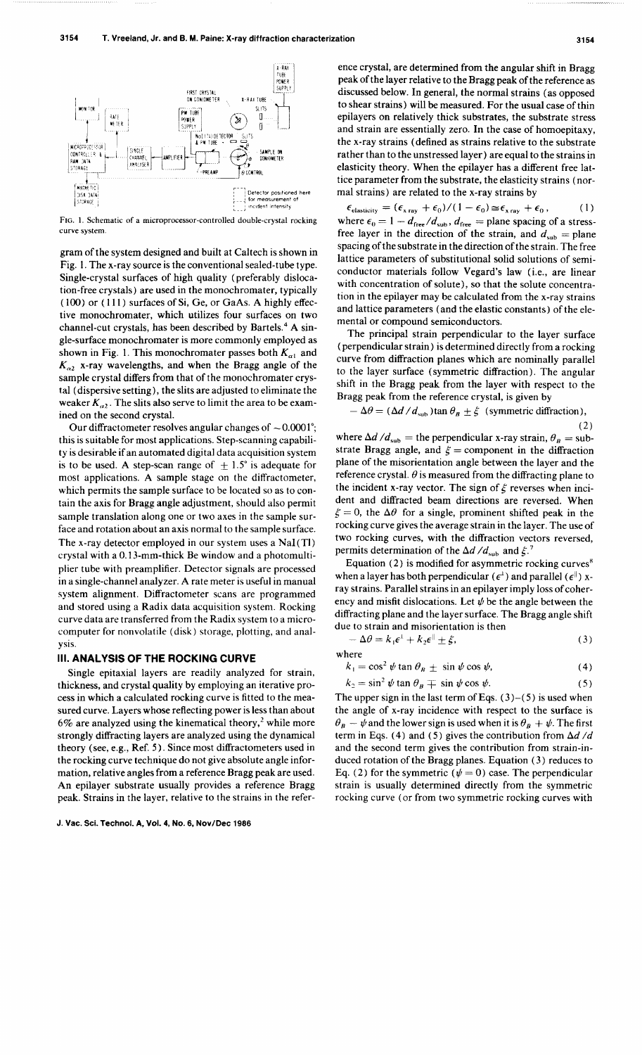FIG. 1. Schematic of a microprocessor-controlled double-crystal rocking curve system.

gram of the system designed and built at Caltech is shown in Fig. 1. The x-ray source is the conventional sealed-tube type. Single-crystal surfaces of high quality (preferably dislocation-free crystals) are used in the monochromater, typically (100) or (111) surfaces of Si, Ge, or GaAs. A highly effective monochromater, which utilizes four surfaces on two channel-cut crystals, has been described by Bartels.[4] A single-surface monochromater is more commonly employed as shown in Fig. 1. This monochromater passes both $K_{\alpha 1}$ and $K_{\alpha 2}$ x-ray wavelengths, and when the Bragg angle of the sample crystal differs from that of the monochromater crystal (dispersive setting), the slits are adjusted to eliminate the weaker $K_{\alpha 2}$. The slits also serve to limit the area to be examined on the second crystal.

Our diffractometer resolves angular changes of $\sim 0.0001°$; this is suitable for most applications. Step-scanning capability is desirable if an automated digital data acquisition system is to be used. A step-scan range of $\pm 1.5°$ is adequate for most applications. A sample stage on the diffractometer, which permits the sample surface to be located so as to contain the axis for Bragg angle adjustment, should also permit sample translation along one or two axes in the sample surface and rotation about an axis normal to the sample surface. The x-ray detector employed in our system uses a NaI(Tl) crystal with a 0.13-mm-thick Be window and a photomultiplier tube with preamplifier. Detector signals are processed in a single-channel analyzer. A rate meter is useful in manual system alignment. Diffractometer scans are programmed and stored using a Radix data acquisition system. Rocking curve data are transferred from the Radix system to a microcomputer for nonvolatile (disk) storage, plotting, and analysis.

## III. ANALYSIS OF THE ROCKING CURVE

Single epitaxial layers are readily analyzed for strain, thickness, and crystal quality by employing an iterative process in which a calculated rocking curve is fitted to the measured curve. Layers whose reflecting power is less than about 6% are analyzed using the kinematical theory,[2] while more strongly diffracting layers are analyzed using the dynamical theory (see, e.g., Ref. 5). Since most diffractometers used in the rocking curve technique do not give absolute angle information, relative angles from a reference Bragg peak are used. An epilayer substrate usually provides a reference Bragg peak. Strains in the layer, relative to the strains in the reference crystal, are determined from the angular shift in Bragg peak of the layer relative to the Bragg peak of the reference as discussed below. In general, the normal strains (as opposed to shear strains) will be measured. For the usual case of thin epilayers on relatively thick substrates, the substrate stress and strain are essentially zero. In the case of homoepitaxy, the x-ray strains (defined as strains relative to the substrate rather than to the unstressed layer) are equal to the strains in elasticity theory. When the epilayer has a different free lattice parameter from the substrate, the elasticity strains (normal strains) are related to the x-ray strains by

$$\epsilon_{\text{elasticity}} = (\epsilon_{\text{x ray}} + \epsilon_0)/(1 - \epsilon_0) \cong \epsilon_{\text{x ray}} + \epsilon_0, \tag{1}$$

where $\epsilon_0 = 1 - d_{\text{free}}/d_{\text{sub}}$, $d_{\text{free}}$ = plane spacing of a stress-free layer in the direction of the strain, and $d_{\text{sub}}$ = plane spacing of the substrate in the direction of the strain. The free lattice parameters of substitutional solid solutions of semiconductor materials follow Vegard's law (i.e., are linear with concentration of solute), so that the solute concentration in the epilayer may be calculated from the x-ray strains and lattice parameters (and the elastic constants) of the elemental or compound semiconductors.

The principal strain perpendicular to the layer surface (perpendicular strain) is determined directly from a rocking curve from diffraction planes which are nominally parallel to the layer surface (symmetric diffraction). The angular shift in the Bragg peak from the layer with respect to the Bragg peak from the reference crystal, is given by

$$-\Delta\theta = (\Delta d/d_{\text{sub}})\tan\theta_B \pm \xi \quad \text{(symmetric diffraction)}, \tag{2}$$

where $\Delta d/d_{\text{sub}}$ = the perpendicular x-ray strain, $\theta_B$ = substrate Bragg angle, and $\xi$ = component in the diffraction plane of the misorientation angle between the layer and the reference crystal. $\theta$ is measured from the diffracting plane to the incident x-ray vector. The sign of $\xi$ reverses when incident and diffracted beam directions are reversed. When $\xi = 0$, the $\Delta\theta$ for a single, prominent shifted peak in the rocking curve gives the average strain in the layer. The use of two rocking curves, with the diffraction vectors reversed, permits determination of the $\Delta d/d_{\text{sub}}$ and $\xi$.[7]

Equation (2) is modified for asymmetric rocking curves[8] when a layer has both perpendicular ($\epsilon^{\perp}$) and parallel ($\epsilon^{\parallel}$) x-ray strains. Parallel strains in an epilayer imply loss of coherency and misfit dislocations. Let $\psi$ be the angle between the diffracting plane and the layer surface. The Bragg angle shift due to strain and misorientation is then

$$-\Delta\theta = k_1\epsilon^{\perp} + k_2\epsilon^{\parallel} \pm \xi, \tag{3}$$

where

$$k_1 = \cos^2\psi\tan\theta_B \pm \sin\psi\cos\psi, \tag{4}$$

$$k_2 = \sin^2\psi\tan\theta_B \mp \sin\psi\cos\psi. \tag{5}$$

The upper sign in the last term of Eqs. (3)–(5) is used when the angle of x-ray incidence with respect to the surface is $\theta_B - \psi$ and the lower sign is used when it is $\theta_B + \psi$. The first term in Eqs. (4) and (5) gives the contribution from $\Delta d/d$ and the second term gives the contribution from strain-induced rotation of the Bragg planes. Equation (3) reduces to Eq. (2) for the symmetric ($\psi = 0$) case. The perpendicular strain is usually determined directly from the symmetric rocking curve (or from two symmetric rocking curves with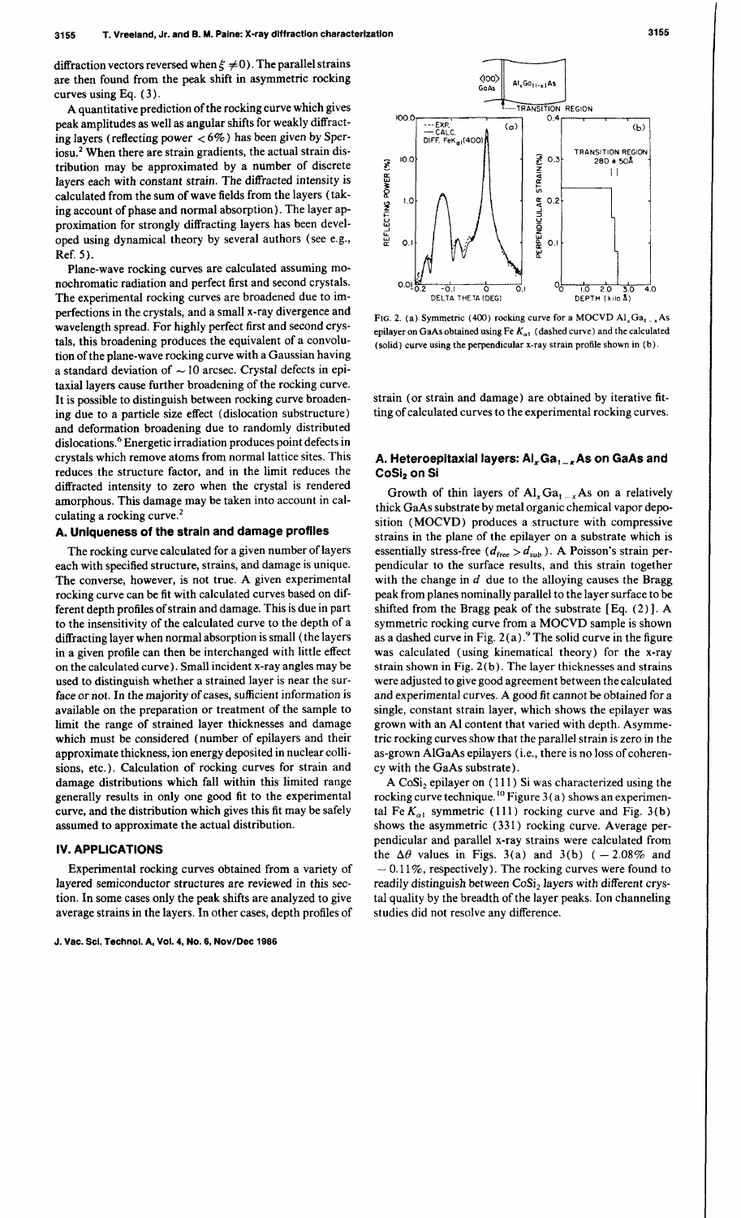diffraction vectors reversed when $\xi \neq 0$). The parallel strains are then found from the peak shift in asymmetric rocking curves using Eq. (3).

A quantitative prediction of the rocking curve which gives peak amplitudes as well as angular shifts for weakly diffracting layers (reflecting power < 6%) has been given by Speriosu.[2] When there are strain gradients, the actual strain distribution may be approximated by a number of discrete layers each with constant strain. The diffracted intensity is calculated from the sum of wave fields from the layers (taking account of phase and normal absorption). The layer approximation for strongly diffracting layers has been developed using dynamical theory by several authors (see e.g., Ref. 5).

Plane-wave rocking curves are calculated assuming monochromatic radiation and perfect first and second crystals. The experimental rocking curves are broadened due to imperfections in the crystals, and a small x-ray divergence and wavelength spread. For highly perfect first and second crystals, this broadening produces the equivalent of a convolution of the plane-wave rocking curve with a Gaussian having a standard deviation of ~10 arcsec. Crystal defects in epitaxial layers cause further broadening of the rocking curve. It is possible to distinguish between rocking curve broadening due to a particle size effect (dislocation substructure) and deformation broadening due to randomly distributed dislocations.[6] Energetic irradiation produces point defects in crystals which remove atoms from normal lattice sites. This reduces the structure factor, and in the limit reduces the diffracted intensity to zero when the crystal is rendered amorphous. This damage may be taken into account in calculating a rocking curve.[2]

### A. Uniqueness of the strain and damage profiles

The rocking curve calculated for a given number of layers each with specified structure, strains, and damage is unique. The converse, however, is not true. A given experimental rocking curve can be fit with calculated curves based on different depth profiles of strain and damage. This is due in part to the insensitivity of the calculated curve to the depth of a diffracting layer when normal absorption is small (the layers in a given profile can then be interchanged with little effect on the calculated curve). Small incident x-ray angles may be used to distinguish whether a strained layer is near the surface or not. In the majority of cases, sufficient information is available on the preparation or treatment of the sample to limit the range of strained layer thicknesses and damage which must be considered (number of epilayers and their approximate thickness, ion energy deposited in nuclear collisions, etc.). Calculation of rocking curves for strain and damage distributions which fall within this limited range generally results in only one good fit to the experimental curve, and the distribution which gives this fit may be safely assumed to approximate the actual distribution.

## IV. APPLICATIONS

Experimental rocking curves obtained from a variety of layered semiconductor structures are reviewed in this section. In some cases only the peak shifts are analyzed to give average strains in the layers. In other cases, depth profiles of strain (or strain and damage) are obtained by iterative fitting of calculated curves to the experimental rocking curves.

<100> GaAs
$Al_xGa_{(1-x)}As$
TRANSITION REGION
(a)
--- EXP.
— CALC.
DIFF. $FeK_{\alpha 1}$(400)
REFLECTING POWER (%)
100.0
10.0
1.0
0.1
0.01
-0.2 -0.1 0 0.1
DELTA THETA (DEG)
(b)
TRANSITION REGION
280 ± 50Å
PERPENDICULAR STRAIN (%)
0.4
0.3
0.2
0.1
0
0 1.0 2.0 3.0 4.0
DEPTH (kilo Å)

FIG. 2. (a) Symmetric (400) rocking curve for a MOCVD $Al_xGa_{1-x}As$ epilayer on GaAs obtained using Fe $K_{\alpha 1}$ (dashed curve) and the calculated (solid) curve using the perpendicular x-ray strain profile shown in (b).

### A. Heteroepitaxial layers: $Al_xGa_{1-x}As$ on GaAs and $CoSi_2$ on Si

Growth of thin layers of $Al_xGa_{1-x}As$ on a relatively thick GaAs substrate by metal organic chemical vapor deposition (MOCVD) produces a structure with compressive strains in the plane of the epilayer on a substrate which is essentially stress-free ($d_{free} > d_{sub}$). A Poisson's strain perpendicular to the surface results, and this strain together with the change in $d$ due to the alloying causes the Bragg peak from planes nominally parallel to the layer surface to be shifted from the Bragg peak of the substrate [Eq. (2)]. A symmetric rocking curve from a MOCVD sample is shown as a dashed curve in Fig. 2(a).[9] The solid curve in the figure was calculated (using kinematical theory) for the x-ray strain shown in Fig. 2(b). The layer thicknesses and strains were adjusted to give good agreement between the calculated and experimental curves. A good fit cannot be obtained for a single, constant strain layer, which shows the epilayer was grown with an Al content that varied with depth. Asymmetric rocking curves show that the parallel strain is zero in the as-grown AlGaAs epilayers (i.e., there is no loss of coherency with the GaAs substrate).

A $CoSi_2$ epilayer on (111) Si was characterized using the rocking curve technique.[10] Figure 3(a) shows an experimental Fe $K_{\alpha 1}$ symmetric (111) rocking curve and Fig. 3(b) shows the asymmetric (331) rocking curve. Average perpendicular and parallel x-ray strains were calculated from the $\Delta\theta$ values in Figs. 3(a) and 3(b) (−2.08% and −0.11%, respectively). The rocking curves were found to readily distinguish between $CoSi_2$ layers with different crystal quality by the breadth of the layer peaks. Ion channeling studies did not resolve any difference.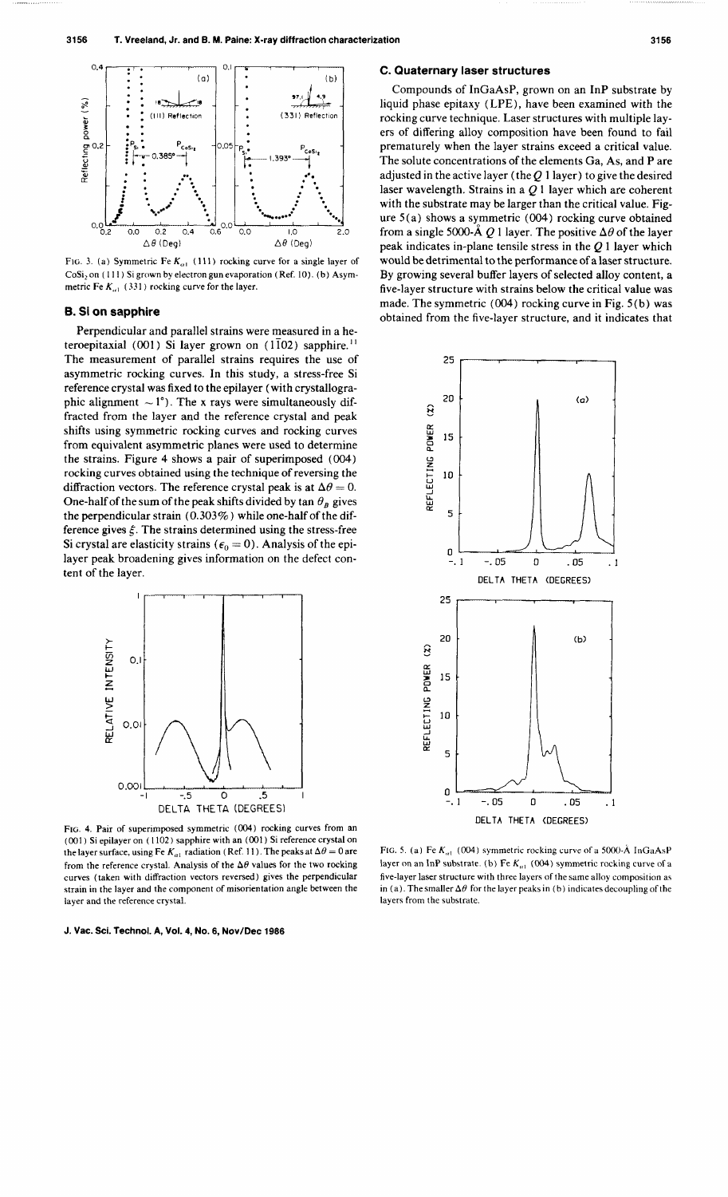FIG. 3. (a) Symmetric Fe $K_{\alpha 1}$ (111) rocking curve for a single layer of $CoSi_2$ on (111) Si grown by electron gun evaporation (Ref. 10). (b) Asymmetric Fe $K_{\alpha 1}$ (331) rocking curve for the layer.

## B. Si on sapphire

Perpendicular and parallel strains were measured in a heteroepitaxial (001) Si layer grown on (1$\bar{1}$02) sapphire.[11] The measurement of parallel strains requires the use of asymmetric rocking curves. In this study, a stress-free Si reference crystal was fixed to the epilayer (with crystallographic alignment ~ 1°). The x rays were simultaneously diffracted from the layer and the reference crystal and peak shifts using symmetric rocking curves and rocking curves from equivalent asymmetric planes were used to determine the strains. Figure 4 shows a pair of superimposed (004) rocking curves obtained using the technique of reversing the diffraction vectors. The reference crystal peak is at $\Delta\theta = 0$. One-half of the sum of the peak shifts divided by $\tan \theta_B$ gives the perpendicular strain (0.303%) while one-half of the difference gives $\xi$. The strains determined using the stress-free Si crystal are elasticity strains ($\epsilon_0 = 0$). Analysis of the epilayer peak broadening gives information on the defect content of the layer.

FIG. 4. Pair of superimposed symmetric (004) rocking curves from an (001) Si epilayer on (1102) sapphire with an (001) Si reference crystal on the layer surface, using Fe $K_{\alpha 1}$ radiation (Ref. 11). The peaks at $\Delta\theta = 0$ are from the reference crystal. Analysis of the $\Delta\theta$ values for the two rocking curves (taken with diffraction vectors reversed) gives the perpendicular strain in the layer and the component of misorientation angle between the layer and the reference crystal.

## C. Quaternary laser structures

Compounds of InGaAsP, grown on an InP substrate by liquid phase epitaxy (LPE), have been examined with the rocking curve technique. Laser structures with multiple layers of differing alloy composition have been found to fail prematurely when the layer strains exceed a critical value. The solute concentrations of the elements Ga, As, and P are adjusted in the active layer (the $Q$ 1 layer) to give the desired laser wavelength. Strains in a $Q$ 1 layer which are coherent with the substrate may be larger than the critical value. Figure 5(a) shows a symmetric (004) rocking curve obtained from a single 5000-Å $Q$ 1 layer. The positive $\Delta\theta$ of the layer peak indicates in-plane tensile stress in the $Q$ 1 layer which would be detrimental to the performance of a laser structure. By growing several buffer layers of selected alloy content, a five-layer structure with strains below the critical value was made. The symmetric (004) rocking curve in Fig. 5(b) was obtained from the five-layer structure, and it indicates that

FIG. 5. (a) Fe $K_{\alpha 1}$ (004) symmetric rocking curve of a 5000-Å InGaAsP layer on an InP substrate. (b) Fe $K_{\alpha 1}$ (004) symmetric rocking curve of a five-layer laser structure with three layers of the same alloy composition as in (a). The smaller $\Delta\theta$ for the layer peaks in (b) indicates decoupling of the layers from the substrate.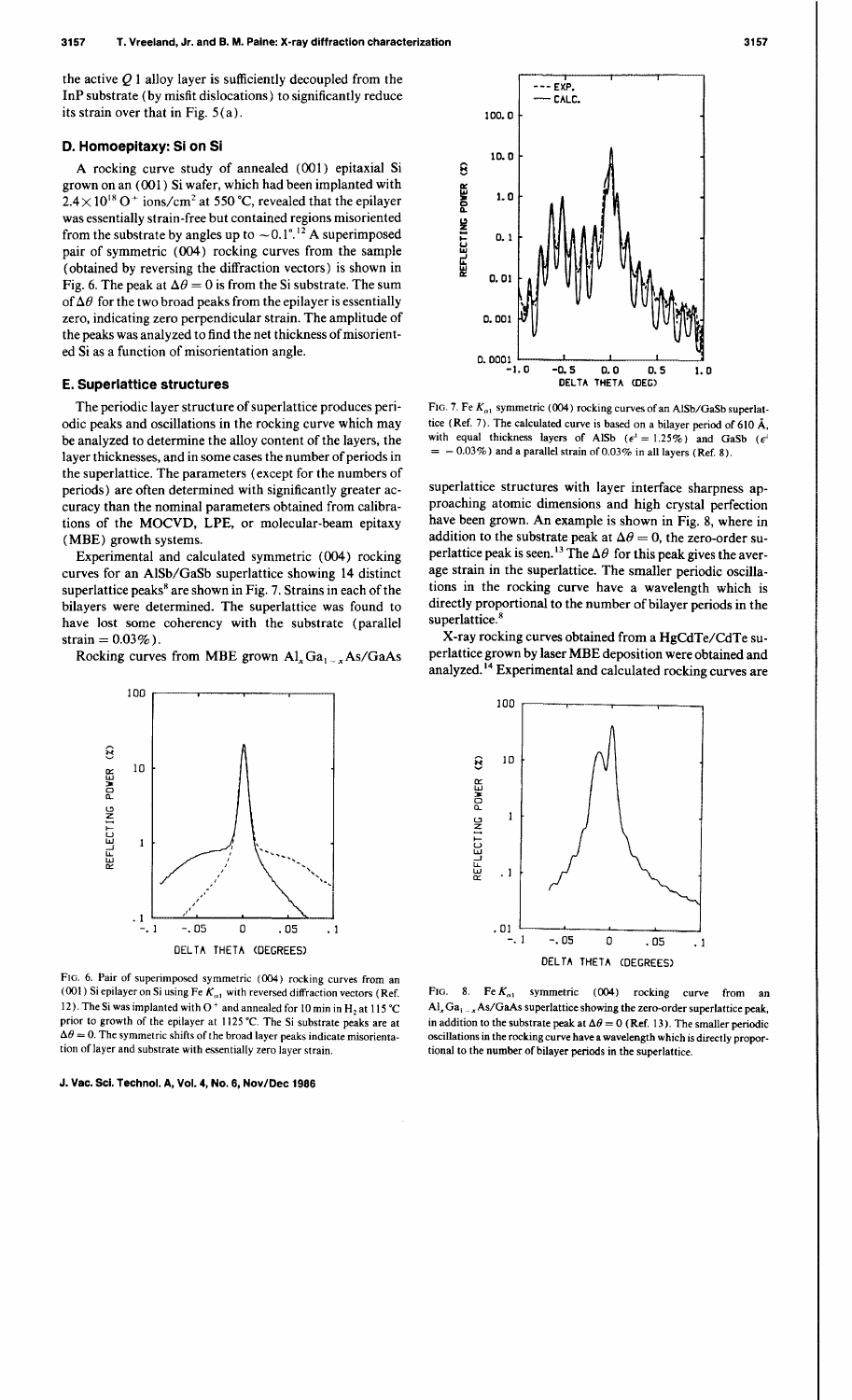the active $Q$ 1 alloy layer is sufficiently decoupled from the InP substrate (by misfit dislocations) to significantly reduce its strain over that in Fig. 5(a).

### D. Homoepitaxy: Si on Si

A rocking curve study of annealed (001) epitaxial Si grown on an (001) Si wafer, which had been implanted with $2.4 \times 10^{18}$ $O^+$ ions/cm$^2$ at 550 °C, revealed that the epilayer was essentially strain-free but contained regions misoriented from the substrate by angles up to ~0.1°.[12] A superimposed pair of symmetric (004) rocking curves from the sample (obtained by reversing the diffraction vectors) is shown in Fig. 6. The peak at $\Delta\theta = 0$ is from the Si substrate. The sum of $\Delta\theta$ for the two broad peaks from the epilayer is essentially zero, indicating zero perpendicular strain. The amplitude of the peaks was analyzed to find the net thickness of misoriented Si as a function of misorientation angle.

### E. Superlattice structures

The periodic layer structure of superlattice produces periodic peaks and oscillations in the rocking curve which may be analyzed to determine the alloy content of the layers, the layer thicknesses, and in some cases the number of periods in the superlattice. The parameters (except for the numbers of periods) are often determined with significantly greater accuracy than the nominal parameters obtained from calibrations of the MOCVD, LPE, or molecular-beam epitaxy (MBE) growth systems.

Experimental and calculated symmetric (004) rocking curves for an AlSb/GaSb superlattice showing 14 distinct superlattice peaks[8] are shown in Fig. 7. Strains in each of the bilayers were determined. The superlattice was found to have lost some coherency with the substrate (parallel strain = 0.03%).

Rocking curves from MBE grown $Al_xGa_{1-x}As$/GaAs superlattice structures with layer interface sharpness approaching atomic dimensions and high crystal perfection have been grown. An example is shown in Fig. 8, where in addition to the substrate peak at $\Delta\theta = 0$, the zero-order superlattice peak is seen.[13] The $\Delta\theta$ for this peak gives the average strain in the superlattice. The smaller periodic oscillations in the rocking curve have a wavelength which is directly proportional to the number of bilayer periods in the superlattice.[8]

X-ray rocking curves obtained from a HgCdTe/CdTe superlattice grown by laser MBE deposition were obtained and analyzed.[14] Experimental and calculated rocking curves are

FIG. 6. Pair of superimposed symmetric (004) rocking curves from an (001) Si epilayer on Si using Fe $K_{\alpha 1}$ with reversed diffraction vectors (Ref. 12). The Si was implanted with $O^+$ and annealed for 10 min in $H_2$ at 1150 °C prior to growth of the epilayer at 1125 °C. The Si substrate peaks are at $\Delta\theta = 0$. The symmetric shifts of the broad layer peaks indicate misorientation of layer and substrate with essentially zero layer strain.

FIG. 7. Fe $K_{\alpha 1}$ symmetric (004) rocking curves of an AlSb/GaSb superlattice (Ref. 7). The calculated curve is based on a bilayer period of 610 Å, with equal thickness layers of AlSb ($\epsilon^{\perp} = 1.25\%$) and GaSb ($\epsilon^{\perp} = -0.03\%$) and a parallel strain of 0.03% in all layers (Ref. 8).

FIG. 8. Fe $K_{\alpha 1}$ symmetric (004) rocking curve from an $Al_xGa_{1-x}As$/GaAs superlattice showing the zero-order superlattice peak, in addition to the substrate peak at $\Delta\theta = 0$ (Ref. 13). The smaller periodic oscillations in the rocking curve have a wavelength which is directly proportional to the number of bilayer periods in the superlattice.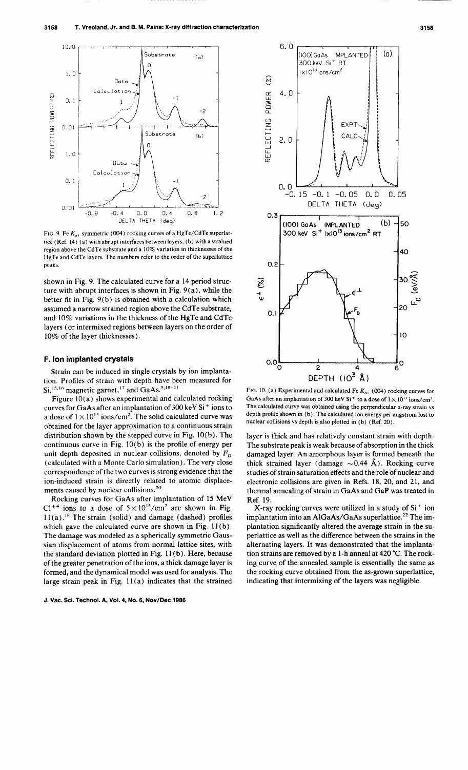FIG. 9. Fe $K_{\alpha 1}$ symmetric (004) rocking curves of a HgTe/CdTe superlattice (Ref. 14) (a) with abrupt interfaces between layers, (b) with a strained region above the CdTe substrate and a 10% variation in thicknesses of the HgTe and CdTe layers. The numbers refer to the order of the superlattice peaks.

shown in Fig. 9. The calculated curve for a 14 period structure with abrupt interfaces is shown in Fig. 9(a), while the better fit in Fig. 9(b) is obtained with a calculation which assumed a narrow strained region above the CdTe substrate, and 10% variations in the thickness of the HgTe and CdTe layers (or intermixed regions between layers on the order of 10% of the layer thicknesses).

### F. Ion implanted crystals

Strain can be induced in single crystals by ion implantation. Profiles of strain with depth have been measured for Si,[15,16] magnetic garnet,[17] and GaAs.[5,18–21]

Figure 10(a) shows experimental and calculated rocking curves for GaAs after an implantation of 300 keV $Si^+$ ions to a dose of $1\times10^{13}$ ions/cm$^2$. The solid calculated curve was obtained for the layer approximation to a continuous strain distribution shown by the stepped curve in Fig. 10(b). The continuous curve in Fig. 10(b) is the profile of energy per unit depth deposited in nuclear collisions, denoted by $F_D$ (calculated with a Monte Carlo simulation). The very close correspondence of the two curves is strong evidence that the ion-induced strain is directly related to atomic displacements caused by nuclear collisions.[20]

Rocking curves for GaAs after implantation of 15 MeV $Cl^{+4}$ ions to a dose of $5\times10^{15}$/cm$^2$ are shown in Fig. 11(a).[18] The strain (solid) and damage (dashed) profiles which gave the calculated curve are shown in Fig. 11(b). The damage was modeled as a spherically symmetric Gaussian displacement of atoms from normal lattice sites, with the standard deviation plotted in Fig. 11(b). Here, because of the greater penetration of the ions, a thick damage layer is formed, and the dynamical model was used for analysis. The large strain peak in Fig. 11(a) indicates that the strained

FIG. 10. (a) Experimental and calculated Fe $K_{\alpha 1}$ (004) rocking curves for GaAs after an implantation of 300 keV $Si^+$ to a dose of $1\times10^{13}$ ions/cm$^2$. The calculated curve was obtained using the perpendicular x-ray strain vs depth profile shown in (b). The calculated ion energy per angstrom lost to nuclear collisions vs depth is also plotted in (b) (Ref. 20).

layer is thick and has relatively constant strain with depth. The substrate peak is weak because of absorption in the thick damaged layer. An amorphous layer is formed beneath the thick strained layer (damage ~0.44 Å). Rocking curve studies of strain saturation effects and the role of nuclear and electronic collisions are given in Refs. 18, 20, and 21, and thermal annealing of strain in GaAs and GaP was treated in Ref. 19.

X-ray rocking curves were utilized in a study of $Si^+$ ion implantation into an AlGaAs/GaAs superlattice.[22] The implantation significantly altered the average strain in the superlattice as well as the difference between the strains in the alternating layers. It was demonstrated that the implantation strains are removed by a 1-h anneal at 420 °C. The rocking curve of the annealed sample is essentially the same as the rocking curve obtained from the as-grown superlattice, indicating that intermixing of the layers was negligible.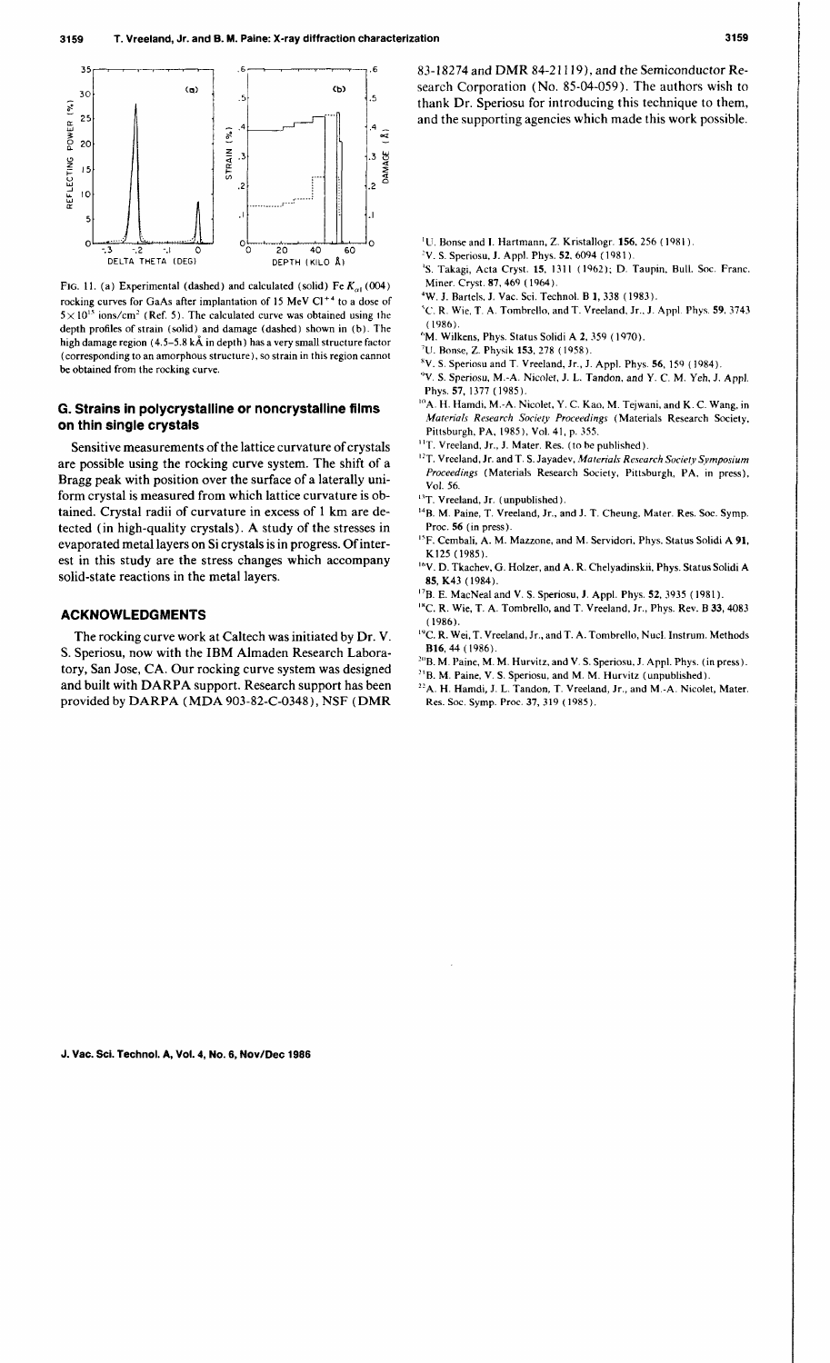(a)

REFLECTING POWER (%)

35
30
25
20
15
10
5
0

-.3 -.2 -.1 0

DELTA THETA (DEG)

(b)

STRAIN (%)

.6
.5
.4
.3
.2
.1
0

0 20 40 60

DEPTH (KILO Å)

DAMAGE (Å)

FIG. 11. (a) Experimental (dashed) and calculated (solid) Fe $K_{\alpha 1}$ (004) rocking curves for GaAs after implantation of 15 MeV $Cl^{+4}$ to a dose of $5 \times 10^{15}$ ions/cm$^2$ (Ref. 5). The calculated curve was obtained using the depth profiles of strain (solid) and damage (dashed) shown in (b). The high damage region (4.5–5.8 kÅ in depth) has a very small structure factor (corresponding to an amorphous structure), so strain in this region cannot be obtained from the rocking curve.

## G. Strains in polycrystalline or noncrystalline films on thin single crystals

Sensitive measurements of the lattice curvature of crystals are possible using the rocking curve system. The shift of a Bragg peak with position over the surface of a laterally uniform crystal is measured from which lattice curvature is obtained. Crystal radii of curvature in excess of 1 km are detected (in high-quality crystals). A study of the stresses in evaporated metal layers on Si crystals is in progress. Of interest in this study are the stress changes which accompany solid-state reactions in the metal layers.

## ACKNOWLEDGMENTS

The rocking curve work at Caltech was initiated by Dr. V. S. Speriosu, now with the IBM Almaden Research Laboratory, San Jose, CA. Our rocking curve system was designed and built with DARPA support. Research support has been provided by DARPA (MDA 903-82-C-0348), NSF (DMR 83-18274 and DMR 84-21119), and the Semiconductor Research Corporation (No. 85-04-059). The authors wish to thank Dr. Speriosu for introducing this technique to them, and the supporting agencies which made this work possible.

[1] U. Bonse and I. Hartmann, Z. Kristallogr. **156**, 256 (1981).

[2] V. S. Speriosu, J. Appl. Phys. **52**, 6094 (1981).

[3] S. Takagi, Acta Cryst. **15**, 1311 (1962); D. Taupin, Bull. Soc. Franc. Miner. Cryst. **87**, 469 (1964).

[4] W. J. Bartels, J. Vac. Sci. Technol. B **1**, 338 (1983).

[5] C. R. Wie, T. A. Tombrello, and T. Vreeland, Jr., J. Appl. Phys. **59**, 3743 (1986).

[6] M. Wilkens, Phys. Status Solidi A **2**, 359 (1970).

[7] U. Bonse, Z. Physik **153**, 278 (1958).

[8] V. S. Speriosu and T. Vreeland, Jr., J. Appl. Phys. **56**, 159 (1984).

[9] V. S. Speriosu, M.-A. Nicolet, J. L. Tandon, and Y. C. M. Yeh, J. Appl. Phys. **57**, 1377 (1985).

[10] A. H. Hamdi, M.-A. Nicolet, Y. C. Kao, M. Tejwani, and K. C. Wang, in *Materials Research Society Proceedings* (Materials Research Society, Pittsburgh, PA, 1985), Vol. 41, p. 355.

[11] T. Vreeland, Jr., J. Mater. Res. (to be published).

[12] T. Vreeland, Jr. and T. S. Jayadev, *Materials Research Society Symposium Proceedings* (Materials Research Society, Pittsburgh, PA, in press), Vol. 56.

[13] T. Vreeland, Jr. (unpublished).

[14] B. M. Paine, T. Vreeland, Jr., and J. T. Cheung, Mater. Res. Soc. Symp. Proc. **56** (in press).

[15] F. Cembali, A. M. Mazzone, and M. Servidori, Phys. Status Solidi A **91**, K125 (1985).

[16] V. D. Tkachev, G. Holzer, and A. R. Chelyadinskii, Phys. Status Solidi A **85**, K43 (1984).

[17] B. E. MacNeal and V. S. Speriosu, J. Appl. Phys. **52**, 3935 (1981).

[18] C. R. Wie, T. A. Tombrello, and T. Vreeland, Jr., Phys. Rev. B **33**, 4083 (1986).

[19] C. R. Wei, T. Vreeland, Jr., and T. A. Tombrello, Nucl. Instrum. Methods **B16**, 44 (1986).

[20] B. M. Paine, M. M. Hurvitz, and V. S. Speriosu, J. Appl. Phys. (in press).

[21] B. M. Paine, V. S. Speriosu, and M. M. Hurvitz (unpublished).

[22] A. H. Hamdi, J. L. Tandon, T. Vreeland, Jr., and M.-A. Nicolet, Mater. Res. Soc. Symp. Proc. **37**, 319 (1985).